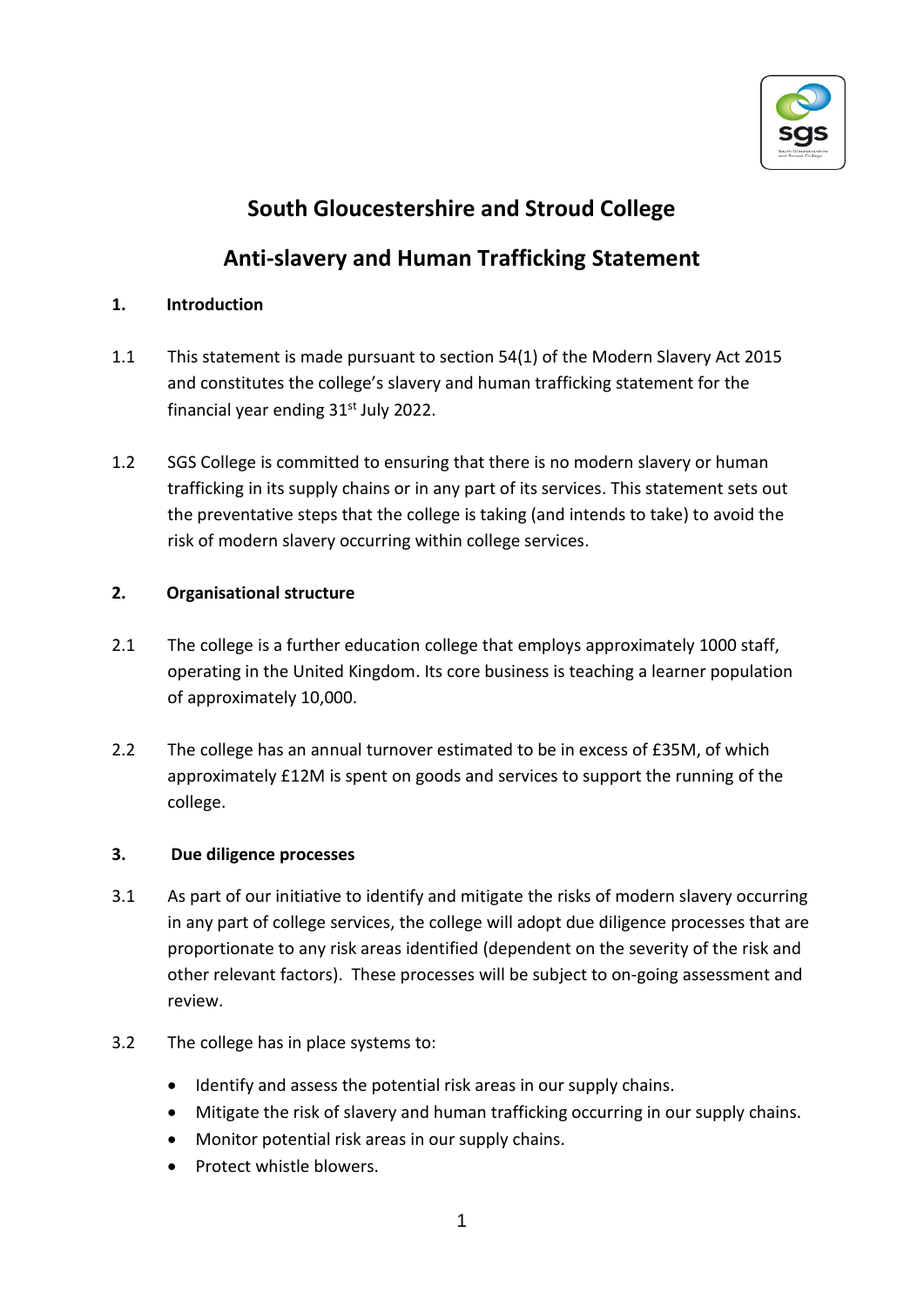# South Gloucestershire and Stroud College

# Anti-slavery and Human Trafficking Statement

## 1. Introduction

1.1 This statement is made pursuant to section 54(1) of the Modern Slavery Act 2015 and constitutes the college's slavery and human trafficking statement for the financial year ending 31st July 2022.

1.2 SGS College is committed to ensuring that there is no modern slavery or human trafficking in its supply chains or in any part of its services. This statement sets out the preventative steps that the college is taking (and intends to take) to avoid the risk of modern slavery occurring within college services.

## 2. Organisational structure

2.1 The college is a further education college that employs approximately 1000 staff, operating in the United Kingdom. Its core business is teaching a learner population of approximately 10,000.

2.2 The college has an annual turnover estimated to be in excess of £35M, of which approximately £12M is spent on goods and services to support the running of the college.

## 3. Due diligence processes

3.1 As part of our initiative to identify and mitigate the risks of modern slavery occurring in any part of college services, the college will adopt due diligence processes that are proportionate to any risk areas identified (dependent on the severity of the risk and other relevant factors). These processes will be subject to on-going assessment and review.

3.2 The college has in place systems to:

- Identify and assess the potential risk areas in our supply chains.
- Mitigate the risk of slavery and human trafficking occurring in our supply chains.
- Monitor potential risk areas in our supply chains.
- Protect whistle blowers.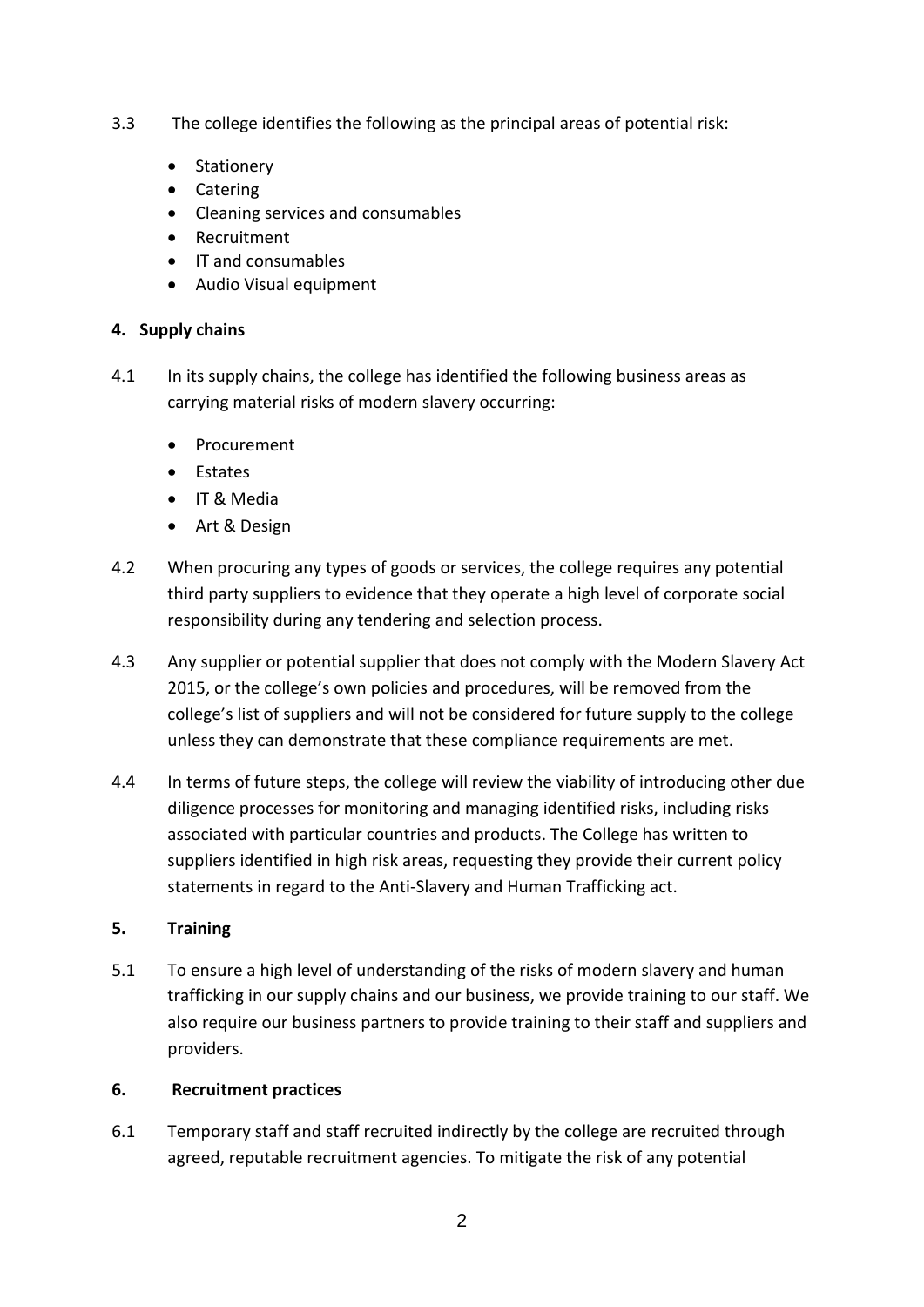3.3 The college identifies the following as the principal areas of potential risk:

- Stationery
- Catering
- Cleaning services and consumables
- Recruitment
- IT and consumables
- Audio Visual equipment

## 4. Supply chains

4.1 In its supply chains, the college has identified the following business areas as carrying material risks of modern slavery occurring:

- Procurement
- Estates
- IT & Media
- Art & Design

4.2 When procuring any types of goods or services, the college requires any potential third party suppliers to evidence that they operate a high level of corporate social responsibility during any tendering and selection process.

4.3 Any supplier or potential supplier that does not comply with the Modern Slavery Act 2015, or the college's own policies and procedures, will be removed from the college's list of suppliers and will not be considered for future supply to the college unless they can demonstrate that these compliance requirements are met.

4.4 In terms of future steps, the college will review the viability of introducing other due diligence processes for monitoring and managing identified risks, including risks associated with particular countries and products. The College has written to suppliers identified in high risk areas, requesting they provide their current policy statements in regard to the Anti-Slavery and Human Trafficking act.

## 5. Training

5.1 To ensure a high level of understanding of the risks of modern slavery and human trafficking in our supply chains and our business, we provide training to our staff. We also require our business partners to provide training to their staff and suppliers and providers.

## 6. Recruitment practices

6.1 Temporary staff and staff recruited indirectly by the college are recruited through agreed, reputable recruitment agencies. To mitigate the risk of any potential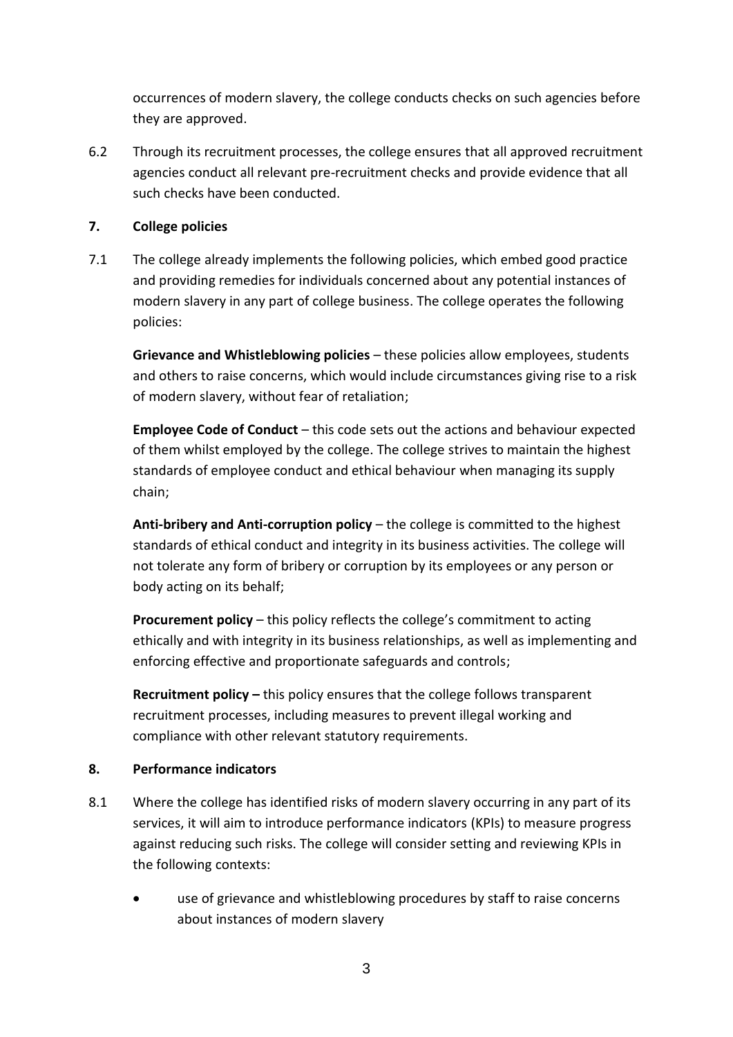occurrences of modern slavery, the college conducts checks on such agencies before they are approved.

6.2 Through its recruitment processes, the college ensures that all approved recruitment agencies conduct all relevant pre-recruitment checks and provide evidence that all such checks have been conducted.

## 7. College policies

7.1 The college already implements the following policies, which embed good practice and providing remedies for individuals concerned about any potential instances of modern slavery in any part of college business. The college operates the following policies:

**Grievance and Whistleblowing policies** – these policies allow employees, students and others to raise concerns, which would include circumstances giving rise to a risk of modern slavery, without fear of retaliation;

**Employee Code of Conduct** – this code sets out the actions and behaviour expected of them whilst employed by the college. The college strives to maintain the highest standards of employee conduct and ethical behaviour when managing its supply chain;

**Anti-bribery and Anti-corruption policy** – the college is committed to the highest standards of ethical conduct and integrity in its business activities. The college will not tolerate any form of bribery or corruption by its employees or any person or body acting on its behalf;

**Procurement policy** – this policy reflects the college's commitment to acting ethically and with integrity in its business relationships, as well as implementing and enforcing effective and proportionate safeguards and controls;

**Recruitment policy –** this policy ensures that the college follows transparent recruitment processes, including measures to prevent illegal working and compliance with other relevant statutory requirements.

## 8. Performance indicators

8.1 Where the college has identified risks of modern slavery occurring in any part of its services, it will aim to introduce performance indicators (KPIs) to measure progress against reducing such risks. The college will consider setting and reviewing KPIs in the following contexts:

- use of grievance and whistleblowing procedures by staff to raise concerns about instances of modern slavery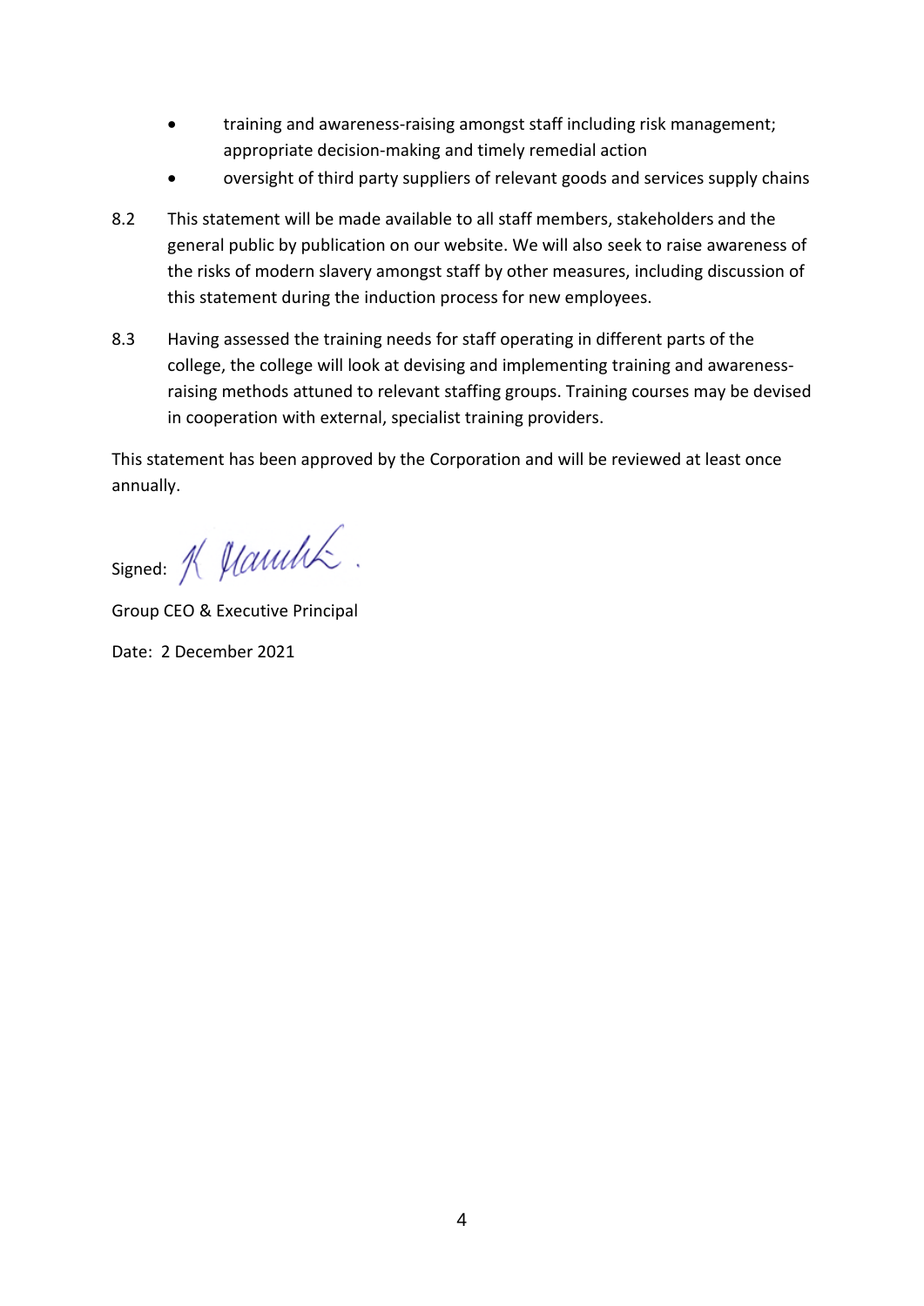- training and awareness-raising amongst staff including risk management; appropriate decision-making and timely remedial action
- oversight of third party suppliers of relevant goods and services supply chains

8.2 This statement will be made available to all staff members, stakeholders and the general public by publication on our website. We will also seek to raise awareness of the risks of modern slavery amongst staff by other measures, including discussion of this statement during the induction process for new employees.

8.3 Having assessed the training needs for staff operating in different parts of the college, the college will look at devising and implementing training and awareness-raising methods attuned to relevant staffing groups. Training courses may be devised in cooperation with external, specialist training providers.

This statement has been approved by the Corporation and will be reviewed at least once annually.

Signed: K Hamilton.

Group CEO & Executive Principal

Date: 2 December 2021